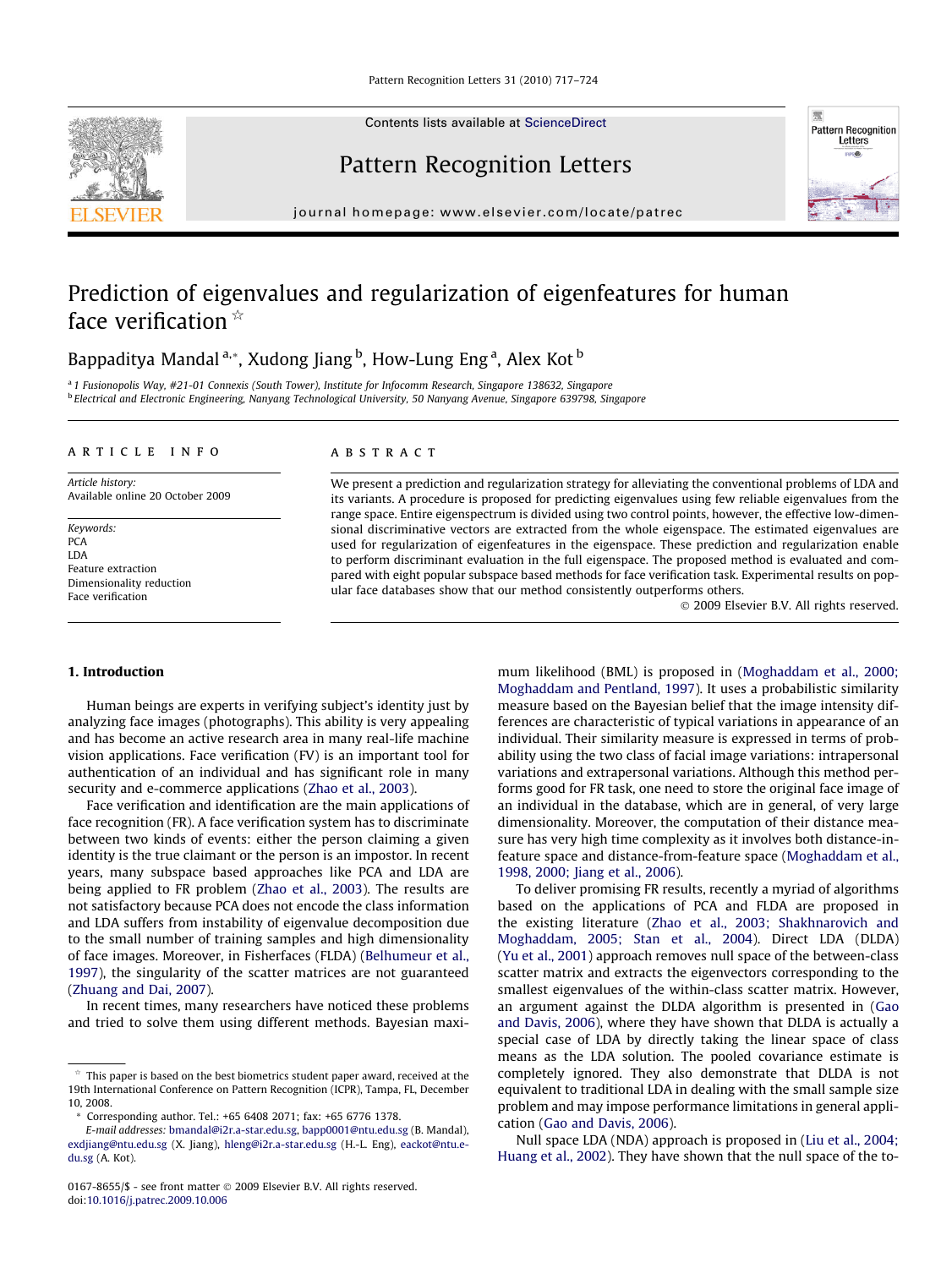# Prediction of eigenvalues and regularization of eigenfeatures for human face verification ☆

Bappaditya Mandal [a,*], Xudong Jiang [b], How-Lung Eng [a], Alex Kot [b]

[a] 1 Fusionopolis Way, #21-01 Connexis (South Tower), Institute for Infocomm Research, Singapore 138632, Singapore

[b] Electrical and Electronic Engineering, Nanyang Technological University, 50 Nanyang Avenue, Singapore 639798, Singapore

## ARTICLE INFO

*Article history:*
Available online 20 October 2009

*Keywords:*
PCA
LDA
Feature extraction
Dimensionality reduction
Face verification

## ABSTRACT

We present a prediction and regularization strategy for alleviating the conventional problems of LDA and its variants. A procedure is proposed for predicting eigenvalues using few reliable eigenvalues from the range space. Entire eigenspectrum is divided using two control points, however, the effective low-dimensional discriminative vectors are extracted from the whole eigenspace. The estimated eigenvalues are used for regularization of eigenfeatures in the eigenspace. These prediction and regularization enable to perform discriminant evaluation in the full eigenspace. The proposed method is evaluated and compared with eight popular subspace based methods for face verification task. Experimental results on popular face databases show that our method consistently outperforms others.

© 2009 Elsevier B.V. All rights reserved.

## 1. Introduction

Human beings are experts in verifying subject's identity just by analyzing face images (photographs). This ability is very appealing and has become an active research area in many real-life machine vision applications. Face verification (FV) is an important tool for authentication of an individual and has significant role in many security and e-commerce applications (Zhao et al., 2003).

Face verification and identification are the main applications of face recognition (FR). A face verification system has to discriminate between two kinds of events: either the person claiming a given identity is the true claimant or the person is an impostor. In recent years, many subspace based approaches like PCA and LDA are being applied to FR problem (Zhao et al., 2003). The results are not satisfactory because PCA does not encode the class information and LDA suffers from instability of eigenvalue decomposition due to the small number of training samples and high dimensionality of face images. Moreover, in Fisherfaces (FLDA) (Belhumeur et al., 1997), the singularity of the scatter matrices are not guaranteed (Zhuang and Dai, 2007).

In recent times, many researchers have noticed these problems and tried to solve them using different methods. Bayesian maximum likelihood (BML) is proposed in (Moghaddam et al., 2000; Moghaddam and Pentland, 1997). It uses a probabilistic similarity measure based on the Bayesian belief that the image intensity differences are characteristic of typical variations in appearance of an individual. Their similarity measure is expressed in terms of probability using the two class of facial image variations: intrapersonal variations and extrapersonal variations. Although this method performs good for FR task, one need to store the original face image of an individual in the database, which are in general, of very large dimensionality. Moreover, the computation of their distance measure has very high time complexity as it involves both distance-in-feature space and distance-from-feature space (Moghaddam et al., 1998, 2000; Jiang et al., 2006).

To deliver promising FR results, recently a myriad of algorithms based on the applications of PCA and FLDA are proposed in the existing literature (Zhao et al., 2003; Shakhnarovich and Moghaddam, 2005; Stan et al., 2004). Direct LDA (DLDA) (Yu et al., 2001) approach removes null space of the between-class scatter matrix and extracts the eigenvectors corresponding to the smallest eigenvalues of the within-class scatter matrix. However, an argument against the DLDA algorithm is presented in (Gao and Davis, 2006), where they have shown that DLDA is actually a special case of LDA by directly taking the linear space of class means as the LDA solution. The pooled covariance estimate is completely ignored. They also demonstrate that DLDA is not equivalent to traditional LDA in dealing with the small sample size problem and may impose performance limitations in general application (Gao and Davis, 2006).

Null space LDA (NDA) approach is proposed in (Liu et al., 2004; Huang et al., 2002). They have shown that the null space of the to-

---

☆ This paper is based on the best biometrics student paper award, received at the 19th International Conference on Pattern Recognition (ICPR), Tampa, FL, December 10, 2008.

\* Corresponding author. Tel.: +65 6408 2071; fax: +65 6776 1378.
*E-mail addresses:* bmandal@i2r.a-star.edu.sg, bapp0001@ntu.edu.sg (B. Mandal), exdjiang@ntu.edu.sg (X. Jiang), hleng@i2r.a-star.edu.sg (H.-L. Eng), eackot@ntu.edu.sg (A. Kot).

0167-8655/$ - see front matter © 2009 Elsevier B.V. All rights reserved.
doi:10.1016/j.patrec.2009.10.006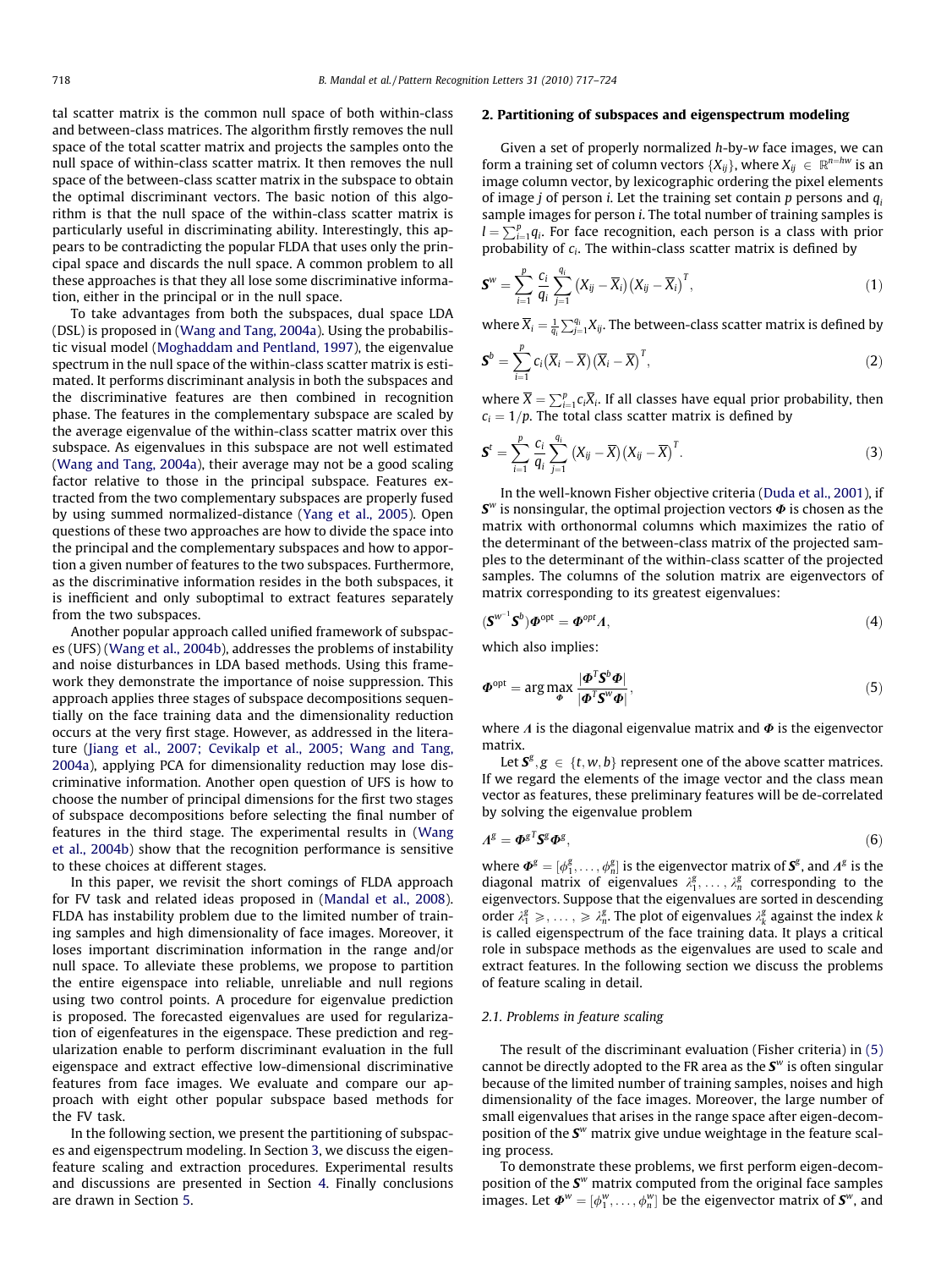tal scatter matrix is the common null space of both within-class and between-class matrices. The algorithm firstly removes the null space of the total scatter matrix and projects the samples onto the null space of within-class scatter matrix. It then removes the null space of the between-class scatter matrix in the subspace to obtain the optimal discriminant vectors. The basic notion of this algorithm is that the null space of the within-class scatter matrix is particularly useful in discriminating ability. Interestingly, this appears to be contradicting the popular FLDA that uses only the principal space and discards the null space. A common problem to all these approaches is that they all lose some discriminative information, either in the principal or in the null space.

To take advantages from both the subspaces, dual space LDA (DSL) is proposed in (Wang and Tang, 2004a). Using the probabilistic visual model (Moghaddam and Pentland, 1997), the eigenvalue spectrum in the null space of the within-class scatter matrix is estimated. It performs discriminant analysis in both the subspaces and the discriminative features are then combined in recognition phase. The features in the complementary subspace are scaled by the average eigenvalue of the within-class scatter matrix over this subspace. As eigenvalues in this subspace are not well estimated (Wang and Tang, 2004a), their average may not be a good scaling factor relative to those in the principal subspace. Features extracted from the two complementary subspaces are properly fused by using summed normalized-distance (Yang et al., 2005). Open questions of these two approaches are how to divide the space into the principal and the complementary subspaces and how to apportion a given number of features to the two subspaces. Furthermore, as the discriminative information resides in the both subspaces, it is inefficient and only suboptimal to extract features separately from the two subspaces.

Another popular approach called unified framework of subspaces (UFS) (Wang et al., 2004b), addresses the problems of instability and noise disturbances in LDA based methods. Using this framework they demonstrate the importance of noise suppression. This approach applies three stages of subspace decompositions sequentially on the face training data and the dimensionality reduction occurs at the very first stage. However, as addressed in the literature (Jiang et al., 2007; Cevikalp et al., 2005; Wang and Tang, 2004a), applying PCA for dimensionality reduction may lose discriminative information. Another open question of UFS is how to choose the number of principal dimensions for the first two stages of subspace decompositions before selecting the final number of features in the third stage. The experimental results in (Wang et al., 2004b) show that the recognition performance is sensitive to these choices at different stages.

In this paper, we revisit the short comings of FLDA approach for FV task and related ideas proposed in (Mandal et al., 2008). FLDA has instability problem due to the limited number of training samples and high dimensionality of face images. Moreover, it loses important discrimination information in the range and/or null space. To alleviate these problems, we propose to partition the entire eigenspace into reliable, unreliable and null regions using two control points. A procedure for eigenvalue prediction is proposed. The forecasted eigenvalues are used for regularization of eigenfeatures in the eigenspace. These prediction and regularization enable to perform discriminant evaluation in the full eigenspace and extract effective low-dimensional discriminative features from face images. We evaluate and compare our approach with eight other popular subspace based methods for the FV task.

In the following section, we present the partitioning of subspaces and eigenspectrum modeling. In Section 3, we discuss the eigenfeature scaling and extraction procedures. Experimental results and discussions are presented in Section 4. Finally conclusions are drawn in Section 5.

## 2. Partitioning of subspaces and eigenspectrum modeling

Given a set of properly normalized $h$-by-$w$ face images, we can form a training set of column vectors $\{X_{ij}\}$, where $X_{ij} \in \mathbb{R}^{n=hw}$ is an image column vector, by lexicographic ordering the pixel elements of image $j$ of person $i$. Let the training set contain $p$ persons and $q_i$ sample images for person $i$. The total number of training samples is $l = \sum_{i=1}^{p} q_i$. For face recognition, each person is a class with prior probability of $c_i$. The within-class scatter matrix is defined by

$$\boldsymbol{S}^w = \sum_{i=1}^{p} \frac{c_i}{q_i} \sum_{j=1}^{q_i} (X_{ij} - \overline{X}_i)(X_{ij} - \overline{X}_i)^T, \tag{1}$$

where $\overline{X}_i = \frac{1}{q_i}\sum_{j=1}^{q_i} X_{ij}$. The between-class scatter matrix is defined by

$$\boldsymbol{S}^b = \sum_{i=1}^{p} c_i (\overline{X}_i - \overline{X})(\overline{X}_i - \overline{X})^T, \tag{2}$$

where $\overline{X} = \sum_{i=1}^{p} c_i \overline{X}_i$. If all classes have equal prior probability, then $c_i = 1/p$. The total class scatter matrix is defined by

$$\boldsymbol{S}^t = \sum_{i=1}^{p} \frac{c_i}{q_i} \sum_{j=1}^{q_i} (X_{ij} - \overline{X})(X_{ij} - \overline{X})^T. \tag{3}$$

In the well-known Fisher objective criteria (Duda et al., 2001), if $\boldsymbol{S}^w$ is nonsingular, the optimal projection vectors $\boldsymbol{\Phi}$ is chosen as the matrix with orthonormal columns which maximizes the ratio of the determinant of the between-class matrix of the projected samples to the determinant of the within-class scatter of the projected samples. The columns of the solution matrix are eigenvectors of matrix corresponding to its greatest eigenvalues:

$$(\boldsymbol{S}^{w^{-1}} \boldsymbol{S}^b)\boldsymbol{\Phi}^{\text{opt}} = \boldsymbol{\Phi}^{\text{opt}} \boldsymbol{\Lambda}, \tag{4}$$

which also implies:

$$\boldsymbol{\Phi}^{\text{opt}} = \arg\max_{\boldsymbol{\Phi}} \frac{|\boldsymbol{\Phi}^T \boldsymbol{S}^b \boldsymbol{\Phi}|}{|\boldsymbol{\Phi}^T \boldsymbol{S}^w \boldsymbol{\Phi}|}, \tag{5}$$

where $\boldsymbol{\Lambda}$ is the diagonal eigenvalue matrix and $\boldsymbol{\Phi}$ is the eigenvector matrix.

Let $\boldsymbol{S}^g, g \in \{t, w, b\}$ represent one of the above scatter matrices. If we regard the elements of the image vector and the class mean vector as features, these preliminary features will be de-correlated by solving the eigenvalue problem

$$\boldsymbol{\Lambda}^g = \boldsymbol{\Phi}^{g^T} \boldsymbol{S}^g \boldsymbol{\Phi}^g, \tag{6}$$

where $\boldsymbol{\Phi}^g = [\phi_1^g, \ldots, \phi_n^g]$ is the eigenvector matrix of $\boldsymbol{S}^g$, and $\boldsymbol{\Lambda}^g$ is the diagonal matrix of eigenvalues $\lambda_1^g, \ldots, \lambda_n^g$ corresponding to the eigenvectors. Suppose that the eigenvalues are sorted in descending order $\lambda_1^g \geqslant, \ldots, \geqslant \lambda_n^g$. The plot of eigenvalues $\lambda_k^g$ against the index $k$ is called eigenspectrum of the face training data. It plays a critical role in subspace methods as the eigenvalues are used to scale and extract features. In the following section we discuss the problems of feature scaling in detail.

### 2.1. Problems in feature scaling

The result of the discriminant evaluation (Fisher criteria) in (5) cannot be directly adopted to the FR area as the $\boldsymbol{S}^w$ is often singular because of the limited number of training samples, noises and high dimensionality of the face images. Moreover, the large number of small eigenvalues that arises in the range space after eigen-decomposition of the $\boldsymbol{S}^w$ matrix give undue weightage in the feature scaling process.

To demonstrate these problems, we first perform eigen-decomposition of the $\boldsymbol{S}^w$ matrix computed from the original face samples images. Let $\boldsymbol{\Phi}^w = [\phi_1^w, \ldots, \phi_n^w]$ be the eigenvector matrix of $\boldsymbol{S}^w$, and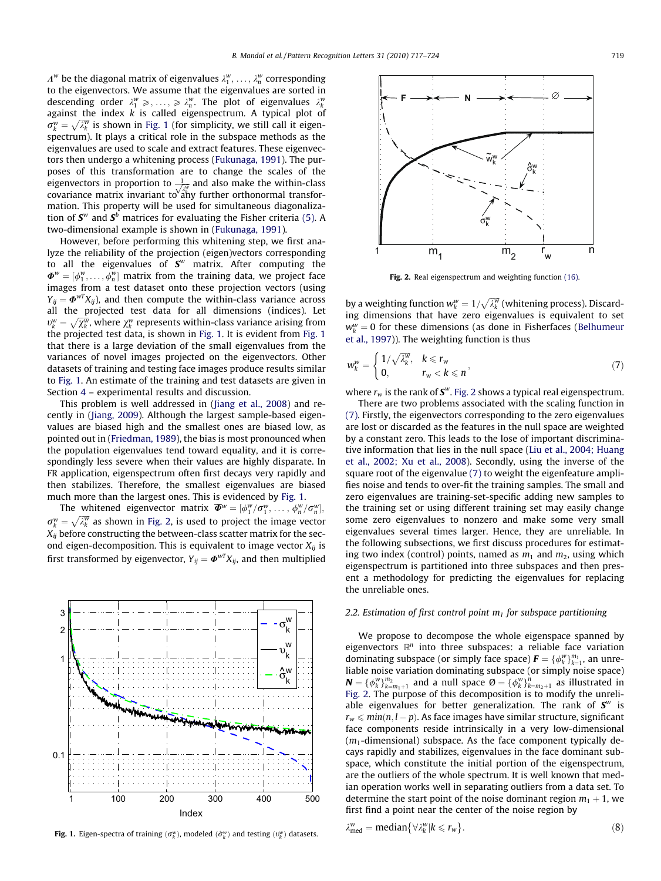$\Lambda^w$ be the diagonal matrix of eigenvalues $\lambda_1^w, \ldots, \lambda_n^w$ corresponding to the eigenvectors. We assume that the eigenvalues are sorted in descending order $\lambda_1^w \geqslant, \ldots, \geqslant \lambda_n^w$. The plot of eigenvalues $\lambda_k^w$ against the index $k$ is called eigenspectrum. A typical plot of $\sigma_k^w = \sqrt{\lambda_k^w}$ is shown in Fig. 1 (for simplicity, we still call it eigenspectrum). It plays a critical role in the subspace methods as the eigenvalues are used to scale and extract features. These eigenvectors then undergo a whitening process (Fukunaga, 1991). The purposes of this transformation are to change the scales of the eigenvectors in proportion to $\frac{1}{\sqrt{\lambda_k^w}}$ and also make the within-class covariance matrix invariant to any further orthonormal transformation. This property will be used for simultaneous diagonalization of $\mathbf{S}^w$ and $\mathbf{S}^b$ matrices for evaluating the Fisher criteria (5). A two-dimensional example is shown in (Fukunaga, 1991).

However, before performing this whitening step, we first analyze the reliability of the projection (eigen)vectors corresponding to all the eigenvalues of $\mathbf{S}^w$ matrix. After computing the $\mathbf{\Phi}^w = [\phi_1^w, \ldots, \phi_n^w]$ matrix from the training data, we project face images from a test dataset onto these projection vectors (using $Y_{ij} = \mathbf{\Phi}^{wT} X_{ij}$), and then compute the within-class variance across all the projected test data for all dimensions (indices). Let $\upsilon_k^w = \sqrt{\chi_k^w}$, where $\chi_k^w$ represents within-class variance arising from the projected test data, is shown in Fig. 1. It is evident from Fig. 1 that there is a large deviation of the small eigenvalues from the variances of novel images projected on the eigenvectors. Other datasets of training and testing face images produce results similar to Fig. 1. An estimate of the training and test datasets are given in Section 4 – experimental results and discussion.

This problem is well addressed in (Jiang et al., 2008) and recently in (Jiang, 2009). Although the largest sample-based eigenvalues are biased high and the smallest ones are biased low, as pointed out in (Friedman, 1989), the bias is most pronounced when the population eigenvalues tend toward equality, and it is correspondingly less severe when their values are highly disparate. In FR application, eigenspectrum often first decays very rapidly and then stabilizes. Therefore, the smallest eigenvalues are biased much more than the largest ones. This is evidenced by Fig. 1.

The whitened eigenvector matrix $\tilde{\mathbf{\Phi}}^w = [\phi_1^w/\sigma_1^w, \ldots, \phi_n^w/\sigma_n^w]$, $\sigma_k^w = \sqrt{\lambda_k^w}$ as shown in Fig. 2, is used to project the image vector $X_{ij}$ before constructing the between-class scatter matrix for the second eigen-decomposition. This is equivalent to image vector $X_{ij}$ is first transformed by eigenvector, $Y_{ij} = \mathbf{\Phi}^{wT} X_{ij}$, and then multiplied

**Fig. 1.** Eigen-spectra of training ($\sigma_k^w$), modeled ($\hat{\sigma}_k^w$) and testing ($\upsilon_k^w$) datasets.

**Fig. 2.** Real eigenspectrum and weighting function (16).

by a weighting function $w_k^w = 1/\sqrt{\lambda_k^w}$ (whitening process). Discarding dimensions that have zero eigenvalues is equivalent to set $w_k^w = 0$ for these dimensions (as done in Fisherfaces (Belhumeur et al., 1997)). The weighting function is thus

$$w_k^w = \begin{cases} 1/\sqrt{\lambda_k^w}, & k \leqslant r_w \\ 0, & r_w < k \leqslant n \end{cases}, \tag{7}$$

where $r_w$ is the rank of $\mathbf{S}^w$. Fig. 2 shows a typical real eigenspectrum.

There are two problems associated with the scaling function in (7). Firstly, the eigenvectors corresponding to the zero eigenvalues are lost or discarded as the features in the null space are weighted by a constant zero. This leads to the lose of important discriminative information that lies in the null space (Liu et al., 2004; Huang et al., 2002; Xu et al., 2008). Secondly, using the inverse of the square root of the eigenvalue (7) to weight the eigenfeature amplifies noise and tends to over-fit the training samples. The small and zero eigenvalues are training-set-specific adding new samples to the training set or using different training set may easily change some zero eigenvalues to nonzero and make some very small eigenvalues several times larger. Hence, they are unreliable. In the following subsections, we first discuss procedures for estimating two index (control) points, named as $m_1$ and $m_2$, using which eigenspectrum is partitioned into three subspaces and then present a methodology for predicting the eigenvalues for replacing the unreliable ones.

### 2.2. Estimation of first control point $m_1$ for subspace partitioning

We propose to decompose the whole eigenspace spanned by eigenvectors $\mathbb{R}^n$ into three subspaces: a reliable face variation dominating subspace (or simply face space) $\mathbf{F} = \{\phi_k^w\}_{k=1}^{m_1}$, an unreliable noise variation dominating subspace (or simply noise space) $\mathbf{N} = \{\phi_k^w\}_{k=m_1+1}^{m_2}$ and a null space $\emptyset = \{\phi_k^w\}_{k=m_2+1}^{n}$ as illustrated in Fig. 2. The purpose of this decomposition is to modify the unreliable eigenvalues for better generalization. The rank of $\mathbf{S}^w$ is $r_w \leqslant min(n, l - p)$. As face images have similar structure, significant face components reside intrinsically in a very low-dimensional ($m_1$-dimensional) subspace. As the face component typically decays rapidly and stabilizes, eigenvalues in the face dominant subspace, which constitute the initial portion of the eigenspectrum, are the outliers of the whole spectrum. It is well known that median operation works well in separating outliers from a data set. To determine the start point of the noise dominant region $m_1 + 1$, we first find a point near the center of the noise region by

$$\lambda_{\text{med}}^w = \text{median}\{\forall \lambda_k^w | k \leqslant r_w\}. \tag{8}$$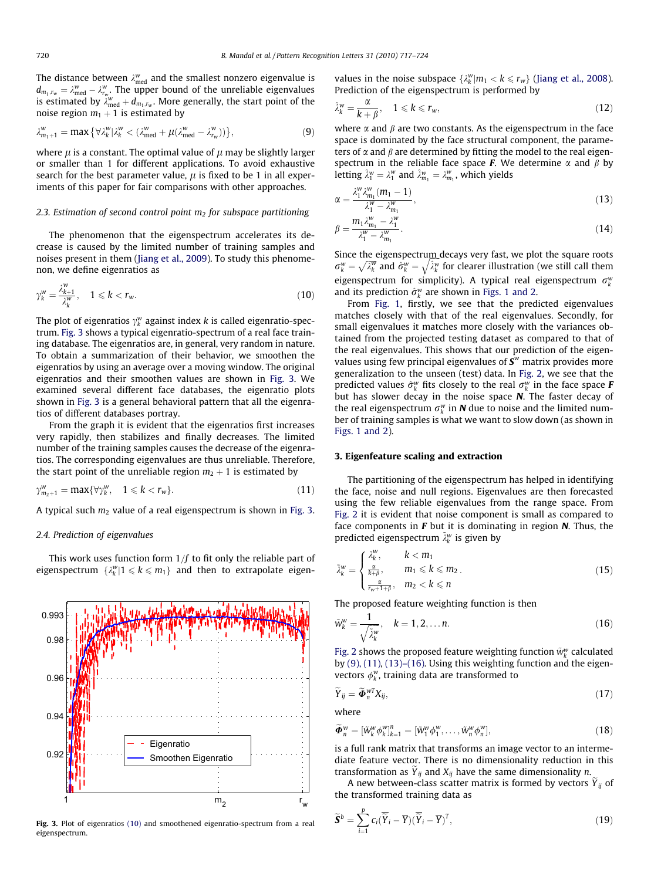The distance between $\lambda^w_{\text{med}}$ and the smallest nonzero eigenvalue is $d_{m_1,r_w} = \lambda^w_{\text{med}} - \lambda^w_{r_w}$. The upper bound of the unreliable eigenvalues is estimated by $\lambda^w_{\text{med}} + d_{m_1,r_w}$. More generally, the start point of the noise region $m_1 + 1$ is estimated by

$$\lambda^w_{m_1+1} = \max\{\forall\lambda^w_k | \lambda^w_k < (\lambda^w_{\text{med}} + \mu(\lambda^w_{\text{med}} - \lambda^w_{r_w}))\}, \tag{9}$$

where $\mu$ is a constant. The optimal value of $\mu$ may be slightly larger or smaller than 1 for different applications. To avoid exhaustive search for the best parameter value, $\mu$ is fixed to be 1 in all experiments of this paper for fair comparisons with other approaches.

### 2.3. Estimation of second control point $m_2$ for subspace partitioning

The phenomenon that the eigenspectrum accelerates its decrease is caused by the limited number of training samples and noises present in them (Jiang et al., 2009). To study this phenomenon, we define eigenratios as

$$\gamma^w_k = \frac{\lambda^w_{k+1}}{\lambda^w_k}, \quad 1 \leqslant k < r_w. \tag{10}$$

The plot of eigenratios $\gamma^w_k$ against index $k$ is called eigenratio-spectrum. Fig. 3 shows a typical eigenratio-spectrum of a real face training database. The eigenratios are, in general, very random in nature. To obtain a summarization of their behavior, we smoothen the eigenratios by using an average over a moving window. The original eigenratios and their smoothen values are shown in Fig. 3. We examined several different face databases, the eigenratio plots shown in Fig. 3 is a general behavioral pattern that all the eigenratios of different databases portray.

From the graph it is evident that the eigenratios first increases very rapidly, then stabilizes and finally decreases. The limited number of the training samples causes the decrease of the eigenratios. The corresponding eigenvalues are thus unreliable. Therefore, the start point of the unreliable region $m_2 + 1$ is estimated by

$$\gamma^w_{m_2+1} = \max\{\forall\gamma^w_k, \quad 1 \leqslant k < r_w\}. \tag{11}$$

A typical such $m_2$ value of a real eigenspectrum is shown in Fig. 3.

### 2.4. Prediction of eigenvalues

This work uses function form $1/f$ to fit only the reliable part of eigenspectrum $\{\lambda^w_k | 1 \leqslant k \leqslant m_1\}$ and then to extrapolate eigenvalues in the noise subspace $\{\lambda^w_k | m_1 < k \leqslant r_w\}$ (Jiang et al., 2008). Prediction of the eigenspectrum is performed by

$$\hat{\lambda}^w_k = \frac{\alpha}{k + \beta}, \quad 1 \leqslant k \leqslant r_w, \tag{12}$$

where $\alpha$ and $\beta$ are two constants. As the eigenspectrum in the face space is dominated by the face structural component, the parameters of $\alpha$ and $\beta$ are determined by fitting the model to the real eigenspectrum in the reliable face space $\boldsymbol{F}$. We determine $\alpha$ and $\beta$ by letting $\hat{\lambda}^w_1 = \lambda^w_1$ and $\hat{\lambda}^w_{m_1} = \lambda^w_{m_1}$, which yields

$$\alpha = \frac{\lambda^w_1 \lambda^w_{m_1}(m_1 - 1)}{\lambda^w_1 - \lambda^w_{m_1}}, \tag{13}$$

$$\beta = \frac{m_1 \lambda^w_{m_1} - \lambda^w_1}{\lambda^w_1 - \lambda^w_{m_1}}. \tag{14}$$

Since the eigenspectrum decays very fast, we plot the square roots $\sigma^w_k = \sqrt{\lambda^w_k}$ and $\hat{\sigma}^w_k = \sqrt{\hat{\lambda}^w_k}$ for clearer illustration (we still call them eigenspectrum for simplicity). A typical real eigenspectrum $\sigma^w_k$ and its prediction $\hat{\sigma}^w_k$ are shown in Figs. 1 and 2.

From Fig. 1, firstly, we see that the predicted eigenvalues matches closely with that of the real eigenvalues. Secondly, for small eigenvalues it matches more closely with the variances obtained from the projected testing dataset as compared to that of the real eigenvalues. This shows that our prediction of the eigenvalues using few principal eigenvalues of $\boldsymbol{S}^w$ matrix provides more generalization to the unseen (test) data. In Fig. 2, we see that the predicted values $\hat{\sigma}^w_k$ fits closely to the real $\sigma^w_k$ in the face space $\boldsymbol{F}$ but has slower decay in the noise space $\boldsymbol{N}$. The faster decay of the real eigenspectrum $\sigma^w_k$ in $\boldsymbol{N}$ due to noise and the limited number of training samples is what we want to slow down (as shown in Figs. 1 and 2).

Fig. 3. Plot of eigenratios (10) and smoothened eigenratio-spectrum from a real eigenspectrum.

## 3. Eigenfeature scaling and extraction

The partitioning of the eigenspectrum has helped in identifying the face, noise and null regions. Eigenvalues are then forecasted using the few reliable eigenvalues from the range space. From Fig. 2 it is evident that noise component is small as compared to face components in $\boldsymbol{F}$ but it is dominating in region $\boldsymbol{N}$. Thus, the predicted eigenspectrum $\tilde{\lambda}^w_k$ is given by

$$\tilde{\lambda}^w_k = \begin{cases} \lambda^w_k, & k < m_1 \\ \frac{\alpha}{k+\beta}, & m_1 \leqslant k \leqslant m_2 \\ \frac{\alpha}{r_w+1+\beta}, & m_2 < k \leqslant n \end{cases}. \tag{15}$$

The proposed feature weighting function is then

$$\tilde{w}^w_k = \frac{1}{\sqrt{\tilde{\lambda}^w_k}}, \quad k = 1, 2, \ldots n. \tag{16}$$

Fig. 2 shows the proposed feature weighting function $\tilde{w}^w_k$ calculated by (9), (11), (13)–(16). Using this weighting function and the eigenvectors $\phi^w_k$, training data are transformed to

$$\widetilde{Y}_{ij} = \widetilde{\boldsymbol{\Phi}}^{wT}_n X_{ij}, \tag{17}$$

where

$$\widetilde{\boldsymbol{\Phi}}^w_n = [\tilde{w}^w_k \phi^w_k]^n_{k=1} = [\tilde{w}^w_1 \phi^w_1, \ldots, \tilde{w}^w_n \phi^w_n], \tag{18}$$

is a full rank matrix that transforms an image vector to an intermediate feature vector. There is no dimensionality reduction in this transformation as $\widetilde{Y}_{ij}$ and $X_{ij}$ have the same dimensionality $n$.

A new between-class scatter matrix is formed by vectors $\widetilde{Y}_{ij}$ of the transformed training data as

$$\widetilde{\boldsymbol{S}}^b = \sum_{i=1}^{p} c_i(\overline{\widetilde{Y}}_i - \overline{\widetilde{Y}})(\overline{\widetilde{Y}}_i - \overline{\widetilde{Y}})^T, \tag{19}$$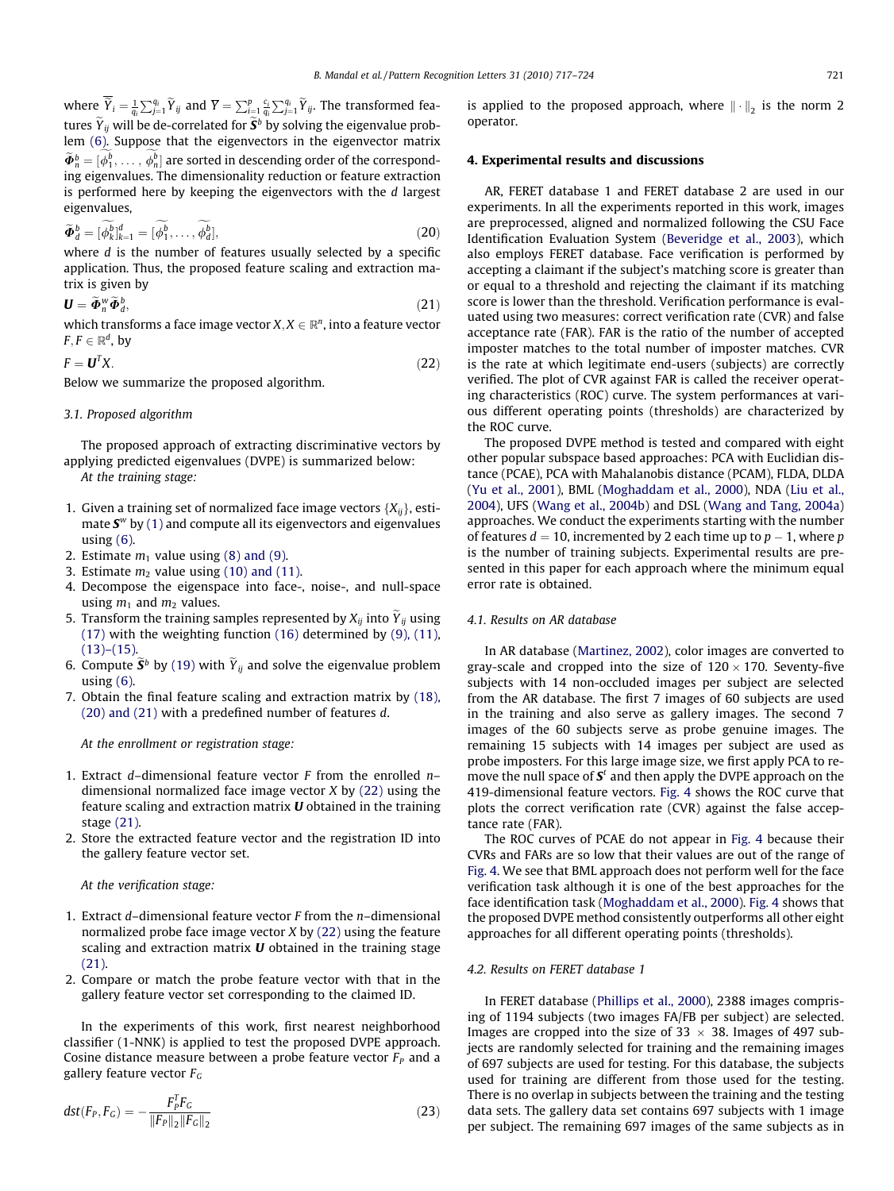where $\overline{\widetilde{Y}}_i = \frac{1}{q_i}\sum_{j=1}^{q_i}\widetilde{Y}_{ij}$ and $\overline{Y} = \sum_{i=1}^{p}\frac{c_i}{q_i}\sum_{j=1}^{q_i}\widetilde{Y}_{ij}$. The transformed features $\widetilde{Y}_{ij}$ will be de-correlated for $\widetilde{\boldsymbol{S}}^b$ by solving the eigenvalue problem (6). Suppose that the eigenvectors in the eigenvector matrix $\widetilde{\boldsymbol{\Phi}}_n^b = [\widetilde{\phi_1^b}, \ldots, \widetilde{\phi_n^b}]$ are sorted in descending order of the corresponding eigenvalues. The dimensionality reduction or feature extraction is performed here by keeping the eigenvectors with the $d$ largest eigenvalues,

$$\widetilde{\boldsymbol{\Phi}}_d^b = [\widetilde{\phi_k^b}]_{k=1}^d = [\widetilde{\phi_1^b}, \ldots, \widetilde{\phi_d^b}], \tag{20}$$

where $d$ is the number of features usually selected by a specific application. Thus, the proposed feature scaling and extraction matrix is given by

$$\boldsymbol{U} = \widetilde{\boldsymbol{\Phi}}_n^w \widetilde{\boldsymbol{\Phi}}_d^b, \tag{21}$$

which transforms a face image vector $X, X \in \mathbb{R}^n$, into a feature vector $F, F \in \mathbb{R}^d$, by

$$F = \boldsymbol{U}^T X. \tag{22}$$

Below we summarize the proposed algorithm.

### 3.1. Proposed algorithm

The proposed approach of extracting discriminative vectors by applying predicted eigenvalues (DVPE) is summarized below:

*At the training stage:*

1. Given a training set of normalized face image vectors $\{X_{ij}\}$, estimate $\boldsymbol{S}^w$ by (1) and compute all its eigenvectors and eigenvalues using (6).
2. Estimate $m_1$ value using (8) and (9).
3. Estimate $m_2$ value using (10) and (11).
4. Decompose the eigenspace into face-, noise-, and null-space using $m_1$ and $m_2$ values.
5. Transform the training samples represented by $X_{ij}$ into $\widetilde{Y}_{ij}$ using (17) with the weighting function (16) determined by (9), (11), (13)–(15).
6. Compute $\widetilde{\boldsymbol{S}}^b$ by (19) with $\widetilde{Y}_{ij}$ and solve the eigenvalue problem using (6).
7. Obtain the final feature scaling and extraction matrix by (18), (20) and (21) with a predefined number of features $d$.

*At the enrollment or registration stage:*

1. Extract $d$–dimensional feature vector $F$ from the enrolled $n$–dimensional normalized face image vector $X$ by (22) using the feature scaling and extraction matrix $\boldsymbol{U}$ obtained in the training stage (21).
2. Store the extracted feature vector and the registration ID into the gallery feature vector set.

*At the verification stage:*

1. Extract $d$–dimensional feature vector $F$ from the $n$–dimensional normalized probe face image vector $X$ by (22) using the feature scaling and extraction matrix $\boldsymbol{U}$ obtained in the training stage (21).
2. Compare or match the probe feature vector with that in the gallery feature vector set corresponding to the claimed ID.

In the experiments of this work, first nearest neighborhood classifier (1-NNK) is applied to test the proposed DVPE approach. Cosine distance measure between a probe feature vector $F_P$ and a gallery feature vector $F_G$

$$dst(F_P, F_G) = -\frac{F_P^T F_G}{\|F_P\|_2 \|F_G\|_2} \tag{23}$$

is applied to the proposed approach, where $\|\cdot\|_2$ is the norm 2 operator.

## 4. Experimental results and discussions

AR, FERET database 1 and FERET database 2 are used in our experiments. In all the experiments reported in this work, images are preprocessed, aligned and normalized following the CSU Face Identification Evaluation System (Beveridge et al., 2003), which also employs FERET database. Face verification is performed by accepting a claimant if the subject's matching score is greater than or equal to a threshold and rejecting the claimant if its matching score is lower than the threshold. Verification performance is evaluated using two measures: correct verification rate (CVR) and false acceptance rate (FAR). FAR is the ratio of the number of accepted imposter matches to the total number of imposter matches. CVR is the rate at which legitimate end-users (subjects) are correctly verified. The plot of CVR against FAR is called the receiver operating characteristics (ROC) curve. The system performances at various different operating points (thresholds) are characterized by the ROC curve.

The proposed DVPE method is tested and compared with eight other popular subspace based approaches: PCA with Euclidian distance (PCAE), PCA with Mahalanobis distance (PCAM), FLDA, DLDA (Yu et al., 2001), BML (Moghaddam et al., 2000), NDA (Liu et al., 2004), UFS (Wang et al., 2004b) and DSL (Wang and Tang, 2004a) approaches. We conduct the experiments starting with the number of features $d = 10$, incremented by 2 each time up to $p - 1$, where $p$ is the number of training subjects. Experimental results are presented in this paper for each approach where the minimum equal error rate is obtained.

### 4.1. Results on AR database

In AR database (Martinez, 2002), color images are converted to gray-scale and cropped into the size of $120 \times 170$. Seventy-five subjects with 14 non-occluded images per subject are selected from the AR database. The first 7 images of 60 subjects are used in the training and also serve as gallery images. The second 7 images of the 60 subjects serve as probe genuine images. The remaining 15 subjects with 14 images per subject are used as probe imposters. For this large image size, we first apply PCA to remove the null space of $\boldsymbol{S}^t$ and then apply the DVPE approach on the 419-dimensional feature vectors. Fig. 4 shows the ROC curve that plots the correct verification rate (CVR) against the false acceptance rate (FAR).

The ROC curves of PCAE do not appear in Fig. 4 because their CVRs and FARs are so low that their values are out of the range of Fig. 4. We see that BML approach does not perform well for the face verification task although it is one of the best approaches for the face identification task (Moghaddam et al., 2000). Fig. 4 shows that the proposed DVPE method consistently outperforms all other eight approaches for all different operating points (thresholds).

### 4.2. Results on FERET database 1

In FERET database (Phillips et al., 2000), 2388 images comprising of 1194 subjects (two images FA/FB per subject) are selected. Images are cropped into the size of $33 \times 38$. Images of 497 subjects are randomly selected for training and the remaining images of 697 subjects are used for testing. For this database, the subjects used for training are different from those used for the testing. There is no overlap in subjects between the training and the testing data sets. The gallery data set contains 697 subjects with 1 image per subject. The remaining 697 images of the same subjects as in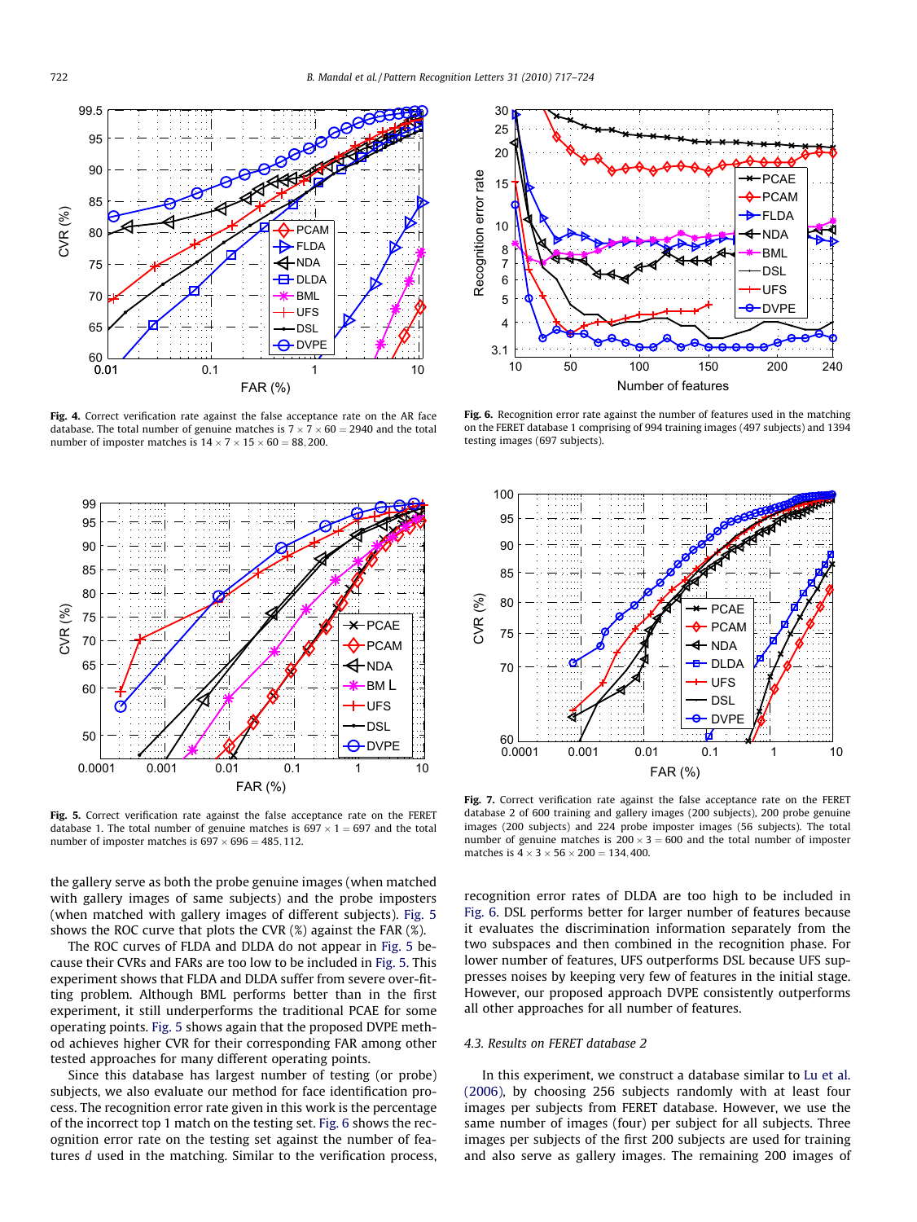**Fig. 4.** Correct verification rate against the false acceptance rate on the AR face database. The total number of genuine matches is $7 \times 7 \times 60 = 2940$ and the total number of imposter matches is $14 \times 7 \times 15 \times 60 = 88{,}200$.

**Fig. 6.** Recognition error rate against the number of features used in the matching on the FERET database 1 comprising of 994 training images (497 subjects) and 1394 testing images (697 subjects).

**Fig. 5.** Correct verification rate against the false acceptance rate on the FERET database 1. The total number of genuine matches is $697 \times 1 = 697$ and the total number of imposter matches is $697 \times 696 = 485{,}112$.

**Fig. 7.** Correct verification rate against the false acceptance rate on the FERET database 2 of 600 training and gallery images (200 subjects), 200 probe genuine images (200 subjects) and 224 probe imposter images (56 subjects). The total number of genuine matches is $200 \times 3 = 600$ and the total number of imposter matches is $4 \times 3 \times 56 \times 200 = 134{,}400$.

the gallery serve as both the probe genuine images (when matched with gallery images of same subjects) and the probe imposters (when matched with gallery images of different subjects). Fig. 5 shows the ROC curve that plots the CVR (%) against the FAR (%).

The ROC curves of FLDA and DLDA do not appear in Fig. 5 because their CVRs and FARs are too low to be included in Fig. 5. This experiment shows that FLDA and DLDA suffer from severe over-fitting problem. Although BML performs better than in the first experiment, it still underperforms the traditional PCAE for some operating points. Fig. 5 shows again that the proposed DVPE method achieves higher CVR for their corresponding FAR among other tested approaches for many different operating points.

Since this database has largest number of testing (or probe) subjects, we also evaluate our method for face identification process. The recognition error rate given in this work is the percentage of the incorrect top 1 match on the testing set. Fig. 6 shows the recognition error rate on the testing set against the number of features $d$ used in the matching. Similar to the verification process, recognition error rates of DLDA are too high to be included in Fig. 6. DSL performs better for larger number of features because it evaluates the discrimination information separately from the two subspaces and then combined in the recognition phase. For lower number of features, UFS outperforms DSL because UFS suppresses noises by keeping very few of features in the initial stage. However, our proposed approach DVPE consistently outperforms all other approaches for all number of features.

### 4.3. Results on FERET database 2

In this experiment, we construct a database similar to Lu et al. (2006), by choosing 256 subjects randomly with at least four images per subjects from FERET database. However, we use the same number of images (four) per subject for all subjects. Three images per subjects of the first 200 subjects are used for training and also serve as gallery images. The remaining 200 images of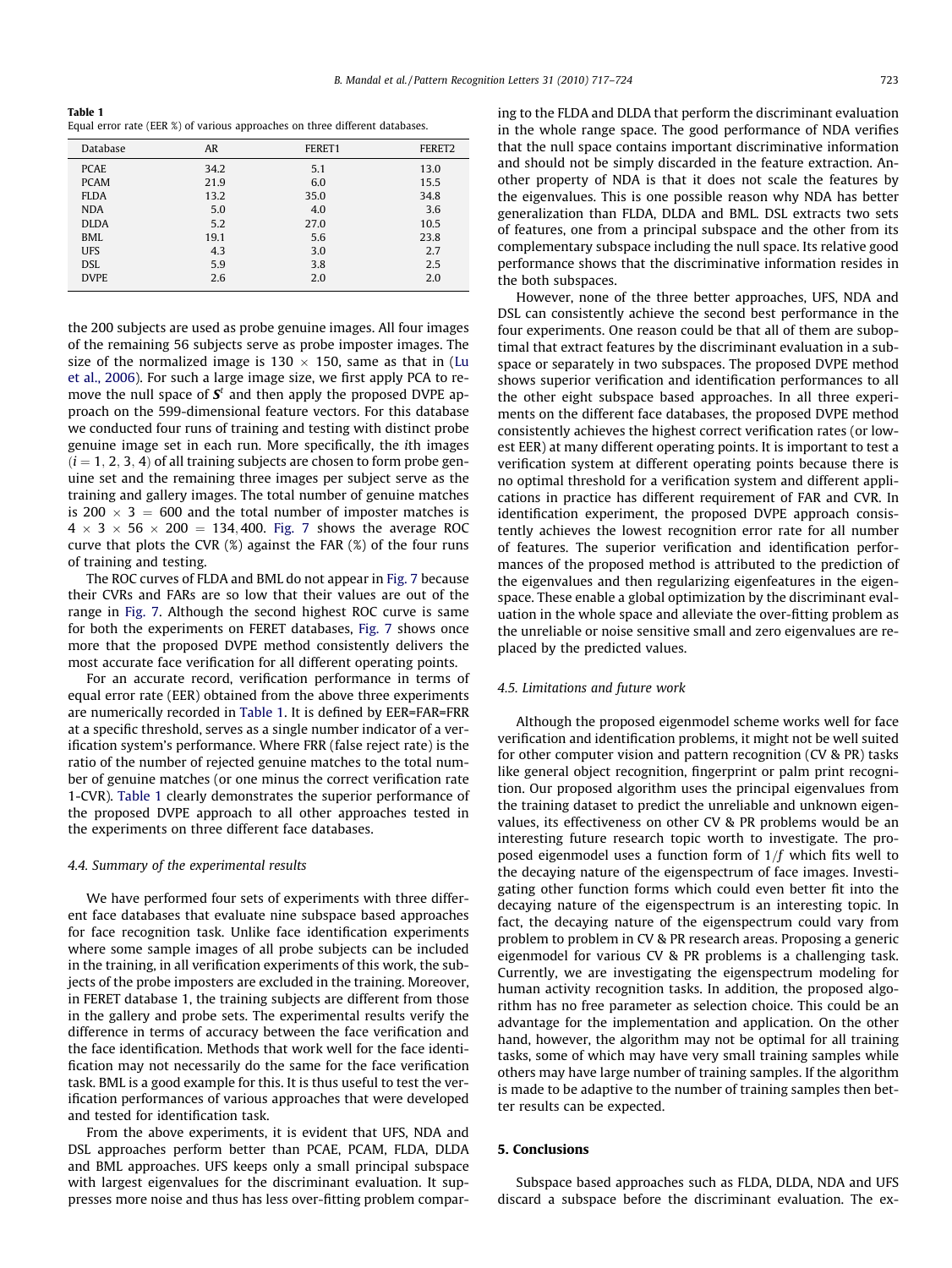**Table 1**
Equal error rate (EER %) of various approaches on three different databases.

| Database | AR | FERET1 | FERET2 |
|---|---|---|---|
| PCAE | 34.2 | 5.1 | 13.0 |
| PCAM | 21.9 | 6.0 | 15.5 |
| FLDA | 13.2 | 35.0 | 34.8 |
| NDA | 5.0 | 4.0 | 3.6 |
| DLDA | 5.2 | 27.0 | 10.5 |
| BML | 19.1 | 5.6 | 23.8 |
| UFS | 4.3 | 3.0 | 2.7 |
| DSL | 5.9 | 3.8 | 2.5 |
| DVPE | 2.6 | 2.0 | 2.0 |

the 200 subjects are used as probe genuine images. All four images of the remaining 56 subjects serve as probe imposter images. The size of the normalized image is $130 \times 150$, same as that in (Lu et al., 2006). For such a large image size, we first apply PCA to remove the null space of $\boldsymbol{S}^t$ and then apply the proposed DVPE approach on the 599-dimensional feature vectors. For this database we conducted four runs of training and testing with distinct probe genuine image set in each run. More specifically, the $i$th images ($i = 1, 2, 3, 4$) of all training subjects are chosen to form probe genuine set and the remaining three images per subject serve as the training and gallery images. The total number of genuine matches is $200 \times 3 = 600$ and the total number of imposter matches is $4 \times 3 \times 56 \times 200 = 134,400$. Fig. 7 shows the average ROC curve that plots the CVR (%) against the FAR (%) of the four runs of training and testing.

The ROC curves of FLDA and BML do not appear in Fig. 7 because their CVRs and FARs are so low that their values are out of the range in Fig. 7. Although the second highest ROC curve is same for both the experiments on FERET databases, Fig. 7 shows once more that the proposed DVPE method consistently delivers the most accurate face verification for all different operating points.

For an accurate record, verification performance in terms of equal error rate (EER) obtained from the above three experiments are numerically recorded in Table 1. It is defined by EER=FAR=FRR at a specific threshold, serves as a single number indicator of a verification system's performance. Where FRR (false reject rate) is the ratio of the number of rejected genuine matches to the total number of genuine matches (or one minus the correct verification rate 1-CVR). Table 1 clearly demonstrates the superior performance of the proposed DVPE approach to all other approaches tested in the experiments on three different face databases.

### 4.4. Summary of the experimental results

We have performed four sets of experiments with three different face databases that evaluate nine subspace based approaches for face recognition task. Unlike face identification experiments where some sample images of all probe subjects can be included in the training, in all verification experiments of this work, the subjects of the probe imposters are excluded in the training. Moreover, in FERET database 1, the training subjects are different from those in the gallery and probe sets. The experimental results verify the difference in terms of accuracy between the face verification and the face identification. Methods that work well for the face identification may not necessarily do the same for the face verification task. BML is a good example for this. It is thus useful to test the verification performances of various approaches that were developed and tested for identification task.

From the above experiments, it is evident that UFS, NDA and DSL approaches perform better than PCAE, PCAM, FLDA, DLDA and BML approaches. UFS keeps only a small principal subspace with largest eigenvalues for the discriminant evaluation. It suppresses more noise and thus has less over-fitting problem comparing to the FLDA and DLDA that perform the discriminant evaluation in the whole range space. The good performance of NDA verifies that the null space contains important discriminative information and should not be simply discarded in the feature extraction. Another property of NDA is that it does not scale the features by the eigenvalues. This is one possible reason why NDA has better generalization than FLDA, DLDA and BML. DSL extracts two sets of features, one from a principal subspace and the other from its complementary subspace including the null space. Its relative good performance shows that the discriminative information resides in the both subspaces.

However, none of the three better approaches, UFS, NDA and DSL can consistently achieve the second best performance in the four experiments. One reason could be that all of them are suboptimal that extract features by the discriminant evaluation in a subspace or separately in two subspaces. The proposed DVPE method shows superior verification and identification performances to all the other eight subspace based approaches. In all three experiments on the different face databases, the proposed DVPE method consistently achieves the highest correct verification rates (or lowest EER) at many different operating points. It is important to test a verification system at different operating points because there is no optimal threshold for a verification system and different applications in practice has different requirement of FAR and CVR. In identification experiment, the proposed DVPE approach consistently achieves the lowest recognition error rate for all number of features. The superior verification and identification performances of the proposed method is attributed to the prediction of the eigenvalues and then regularizing eigenfeatures in the eigenspace. These enable a global optimization by the discriminant evaluation in the whole space and alleviate the over-fitting problem as the unreliable or noise sensitive small and zero eigenvalues are replaced by the predicted values.

### 4.5. Limitations and future work

Although the proposed eigenmodel scheme works well for face verification and identification problems, it might not be well suited for other computer vision and pattern recognition (CV & PR) tasks like general object recognition, fingerprint or palm print recognition. Our proposed algorithm uses the principal eigenvalues from the training dataset to predict the unreliable and unknown eigenvalues, its effectiveness on other CV & PR problems would be an interesting future research topic worth to investigate. The proposed eigenmodel uses a function form of $1/f$ which fits well to the decaying nature of the eigenspectrum of face images. Investigating other function forms which could even better fit into the decaying nature of the eigenspectrum is an interesting topic. In fact, the decaying nature of the eigenspectrum could vary from problem to problem in CV & PR research areas. Proposing a generic eigenmodel for various CV & PR problems is a challenging task. Currently, we are investigating the eigenspectrum modeling for human activity recognition tasks. In addition, the proposed algorithm has no free parameter as selection choice. This could be an advantage for the implementation and application. On the other hand, however, the algorithm may not be optimal for all training tasks, some of which may have very small training samples while others may have large number of training samples. If the algorithm is made to be adaptive to the number of training samples then better results can be expected.

## 5. Conclusions

Subspace based approaches such as FLDA, DLDA, NDA and UFS discard a subspace before the discriminant evaluation. The ex-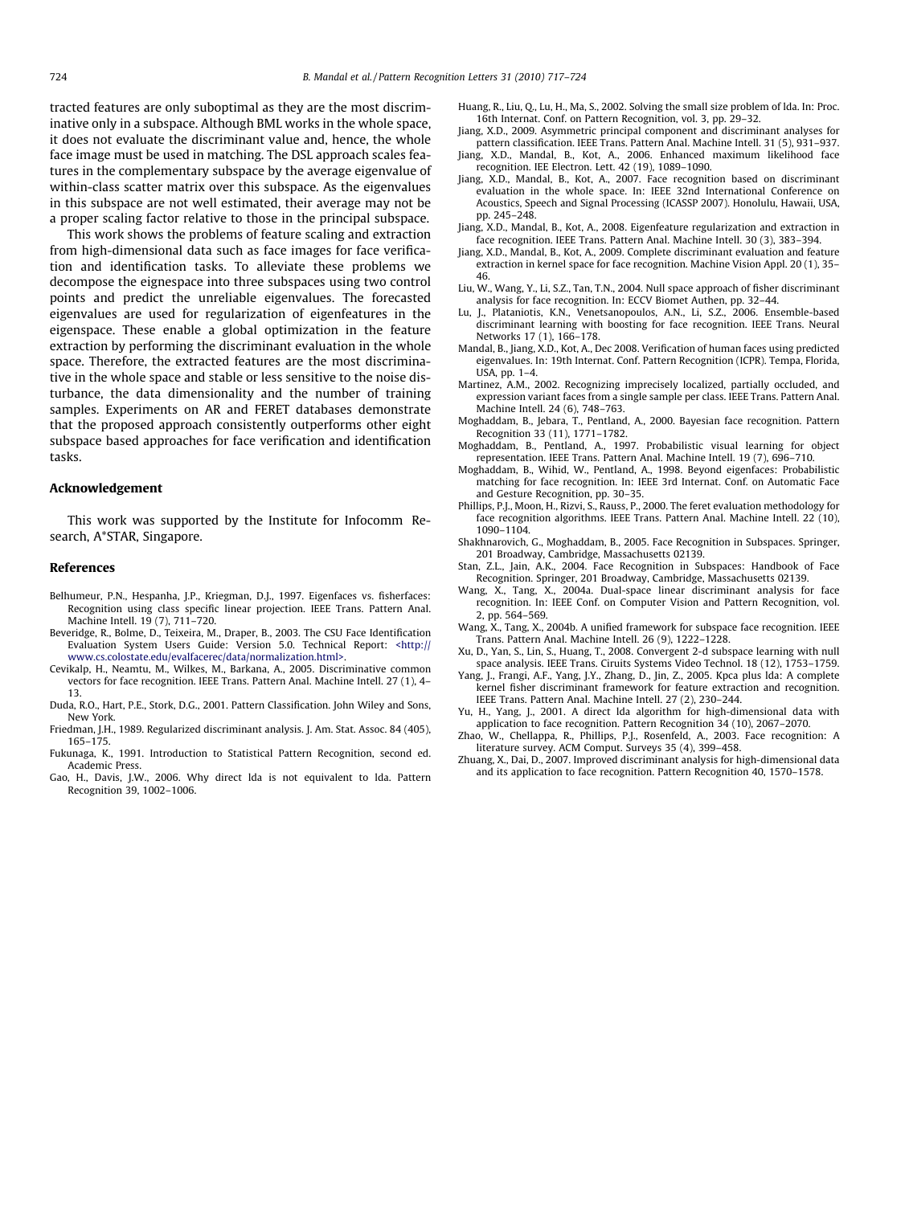tracted features are only suboptimal as they are the most discriminative only in a subspace. Although BML works in the whole space, it does not evaluate the discriminant value and, hence, the whole face image must be used in matching. The DSL approach scales features in the complementary subspace by the average eigenvalue of within-class scatter matrix over this subspace. As the eigenvalues in this subspace are not well estimated, their average may not be a proper scaling factor relative to those in the principal subspace.

This work shows the problems of feature scaling and extraction from high-dimensional data such as face images for face verification and identification tasks. To alleviate these problems we decompose the eignespace into three subspaces using two control points and predict the unreliable eigenvalues. The forecasted eigenvalues are used for regularization of eigenfeatures in the eigenspace. These enable a global optimization in the feature extraction by performing the discriminant evaluation in the whole space. Therefore, the extracted features are the most discriminative in the whole space and stable or less sensitive to the noise disturbance, the data dimensionality and the number of training samples. Experiments on AR and FERET databases demonstrate that the proposed approach consistently outperforms other eight subspace based approaches for face verification and identification tasks.

## Acknowledgement

This work was supported by the Institute for Infocomm Research, A*STAR, Singapore.

## References

Belhumeur, P.N., Hespanha, J.P., Kriegman, D.J., 1997. Eigenfaces vs. fisherfaces: Recognition using class specific linear projection. IEEE Trans. Pattern Anal. Machine Intell. 19 (7), 711–720.

Beveridge, R., Bolme, D., Teixeira, M., Draper, B., 2003. The CSU Face Identification Evaluation System Users Guide: Version 5.0. Technical Report: <http://www.cs.colostate.edu/evalfacerec/data/normalization.html>.

Cevikalp, H., Neamtu, M., Wilkes, M., Barkana, A., 2005. Discriminative common vectors for face recognition. IEEE Trans. Pattern Anal. Machine Intell. 27 (1), 4–13.

Duda, R.O., Hart, P.E., Stork, D.G., 2001. Pattern Classification. John Wiley and Sons, New York.

Friedman, J.H., 1989. Regularized discriminant analysis. J. Am. Stat. Assoc. 84 (405), 165–175.

Fukunaga, K., 1991. Introduction to Statistical Pattern Recognition, second ed. Academic Press.

Gao, H., Davis, J.W., 2006. Why direct lda is not equivalent to lda. Pattern Recognition 39, 1002–1006.

Huang, R., Liu, Q., Lu, H., Ma, S., 2002. Solving the small size problem of lda. In: Proc. 16th Internat. Conf. on Pattern Recognition, vol. 3, pp. 29–32.

Jiang, X.D., 2009. Asymmetric principal component and discriminant analyses for pattern classification. IEEE Trans. Pattern Anal. Machine Intell. 31 (5), 931–937.

Jiang, X.D., Mandal, B., Kot, A., 2006. Enhanced maximum likelihood face recognition. IEE Electron. Lett. 42 (19), 1089–1090.

Jiang, X.D., Mandal, B., Kot, A., 2007. Face recognition based on discriminant evaluation in the whole space. In: IEEE 32nd International Conference on Acoustics, Speech and Signal Processing (ICASSP 2007). Honolulu, Hawaii, USA, pp. 245–248.

Jiang, X.D., Mandal, B., Kot, A., 2008. Eigenfeature regularization and extraction in face recognition. IEEE Trans. Pattern Anal. Machine Intell. 30 (3), 383–394.

Jiang, X.D., Mandal, B., Kot, A., 2009. Complete discriminant evaluation and feature extraction in kernel space for face recognition. Machine Vision Appl. 20 (1), 35–46.

Liu, W., Wang, Y., Li, S.Z., Tan, T.N., 2004. Null space approach of fisher discriminant analysis for face recognition. In: ECCV Biomet Authen, pp. 32–44.

Lu, J., Plataniotis, K.N., Venetsanopoulos, A.N., Li, S.Z., 2006. Ensemble-based discriminant learning with boosting for face recognition. IEEE Trans. Neural Networks 17 (1), 166–178.

Mandal, B., Jiang, X.D., Kot, A., Dec 2008. Verification of human faces using predicted eigenvalues. In: 19th Internat. Conf. Pattern Recognition (ICPR). Tempa, Florida, USA, pp. 1–4.

Martinez, A.M., 2002. Recognizing imprecisely localized, partially occluded, and expression variant faces from a single sample per class. IEEE Trans. Pattern Anal. Machine Intell. 24 (6), 748–763.

Moghaddam, B., Jebara, T., Pentland, A., 2000. Bayesian face recognition. Pattern Recognition 33 (11), 1771–1782.

Moghaddam, B., Pentland, A., 1997. Probabilistic visual learning for object representation. IEEE Trans. Pattern Anal. Machine Intell. 19 (7), 696–710.

Moghaddam, B., Wihid, W., Pentland, A., 1998. Beyond eigenfaces: Probabilistic matching for face recognition. In: IEEE 3rd Internat. Conf. on Automatic Face and Gesture Recognition, pp. 30–35.

Phillips, P.J., Moon, H., Rizvi, S., Rauss, P., 2000. The feret evaluation methodology for face recognition algorithms. IEEE Trans. Pattern Anal. Machine Intell. 22 (10), 1090–1104.

Shakhnarovich, G., Moghaddam, B., 2005. Face Recognition in Subspaces. Springer, 201 Broadway, Cambridge, Massachusetts 02139.

Stan, Z.L., Jain, A.K., 2004. Face Recognition in Subspaces: Handbook of Face Recognition. Springer, 201 Broadway, Cambridge, Massachusetts 02139.

Wang, X., Tang, X., 2004a. Dual-space linear discriminant analysis for face recognition. In: IEEE Conf. on Computer Vision and Pattern Recognition, vol. 2, pp. 564–569.

Wang, X., Tang, X., 2004b. A unified framework for subspace face recognition. IEEE Trans. Pattern Anal. Machine Intell. 26 (9), 1222–1228.

Xu, D., Yan, S., Lin, S., Huang, T., 2008. Convergent 2-d subspace learning with null space analysis. IEEE Trans. Ciruits Systems Video Technol. 18 (12), 1753–1759.

Yang, J., Frangi, A.F., Yang, J.Y., Zhang, D., Jin, Z., 2005. Kpca plus lda: A complete kernel fisher discriminant framework for feature extraction and recognition. IEEE Trans. Pattern Anal. Machine Intell. 27 (2), 230–244.

Yu, H., Yang, J., 2001. A direct lda algorithm for high-dimensional data with application to face recognition. Pattern Recognition 34 (10), 2067–2070.

Zhao, W., Chellappa, R., Phillips, P.J., Rosenfeld, A., 2003. Face recognition: A literature survey. ACM Comput. Surveys 35 (4), 399–458.

Zhuang, X., Dai, D., 2007. Improved discriminant analysis for high-dimensional data and its application to face recognition. Pattern Recognition 40, 1570–1578.